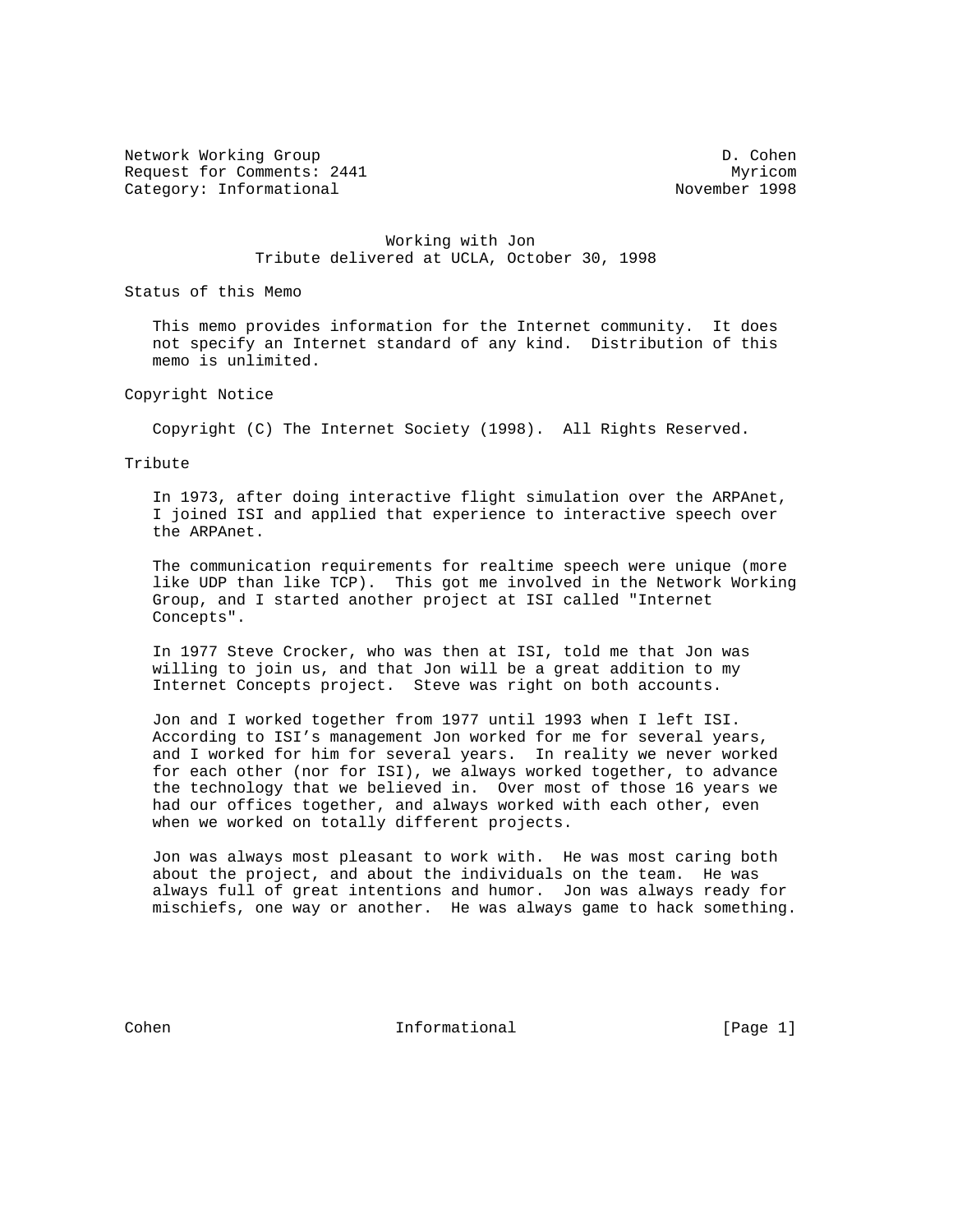Network Working Group D. Cohen
Request for Comments: 2441 Myricom
Category: Informational November 1998

# Working with Jon

## Tribute delivered at UCLA, October 30, 1998

## Status of this Memo

This memo provides information for the Internet community. It does not specify an Internet standard of any kind. Distribution of this memo is unlimited.

## Copyright Notice

Copyright (C) The Internet Society (1998). All Rights Reserved.

## Tribute

In 1973, after doing interactive flight simulation over the ARPAnet, I joined ISI and applied that experience to interactive speech over the ARPAnet.

The communication requirements for realtime speech were unique (more like UDP than like TCP). This got me involved in the Network Working Group, and I started another project at ISI called "Internet Concepts".

In 1977 Steve Crocker, who was then at ISI, told me that Jon was willing to join us, and that Jon will be a great addition to my Internet Concepts project. Steve was right on both accounts.

Jon and I worked together from 1977 until 1993 when I left ISI. According to ISI's management Jon worked for me for several years, and I worked for him for several years. In reality we never worked for each other (nor for ISI), we always worked together, to advance the technology that we believed in. Over most of those 16 years we had our offices together, and always worked with each other, even when we worked on totally different projects.

Jon was always most pleasant to work with. He was most caring both about the project, and about the individuals on the team. He was always full of great intentions and humor. Jon was always ready for mischiefs, one way or another. He was always game to hack something.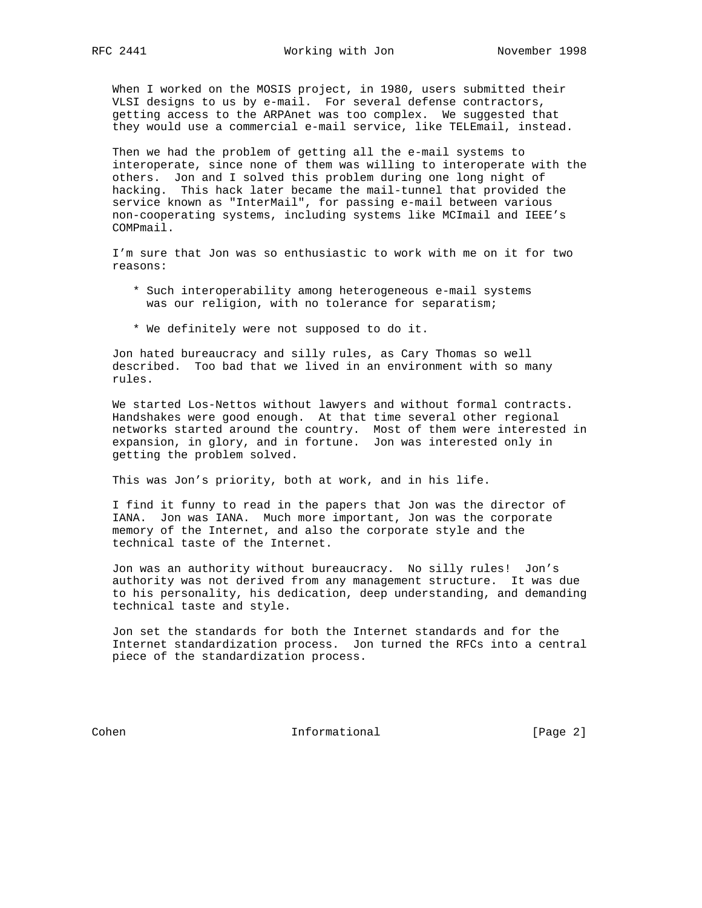When I worked on the MOSIS project, in 1980, users submitted their VLSI designs to us by e-mail. For several defense contractors, getting access to the ARPAnet was too complex. We suggested that they would use a commercial e-mail service, like TELEmail, instead.

Then we had the problem of getting all the e-mail systems to interoperate, since none of them was willing to interoperate with the others. Jon and I solved this problem during one long night of hacking. This hack later became the mail-tunnel that provided the service known as "InterMail", for passing e-mail between various non-cooperating systems, including systems like MCImail and IEEE's COMPmail.

I'm sure that Jon was so enthusiastic to work with me on it for two reasons:

* Such interoperability among heterogeneous e-mail systems was our religion, with no tolerance for separatism;

* We definitely were not supposed to do it.

Jon hated bureaucracy and silly rules, as Cary Thomas so well described. Too bad that we lived in an environment with so many rules.

We started Los-Nettos without lawyers and without formal contracts. Handshakes were good enough. At that time several other regional networks started around the country. Most of them were interested in expansion, in glory, and in fortune. Jon was interested only in getting the problem solved.

This was Jon's priority, both at work, and in his life.

I find it funny to read in the papers that Jon was the director of IANA. Jon was IANA. Much more important, Jon was the corporate memory of the Internet, and also the corporate style and the technical taste of the Internet.

Jon was an authority without bureaucracy. No silly rules! Jon's authority was not derived from any management structure. It was due to his personality, his dedication, deep understanding, and demanding technical taste and style.

Jon set the standards for both the Internet standards and for the Internet standardization process. Jon turned the RFCs into a central piece of the standardization process.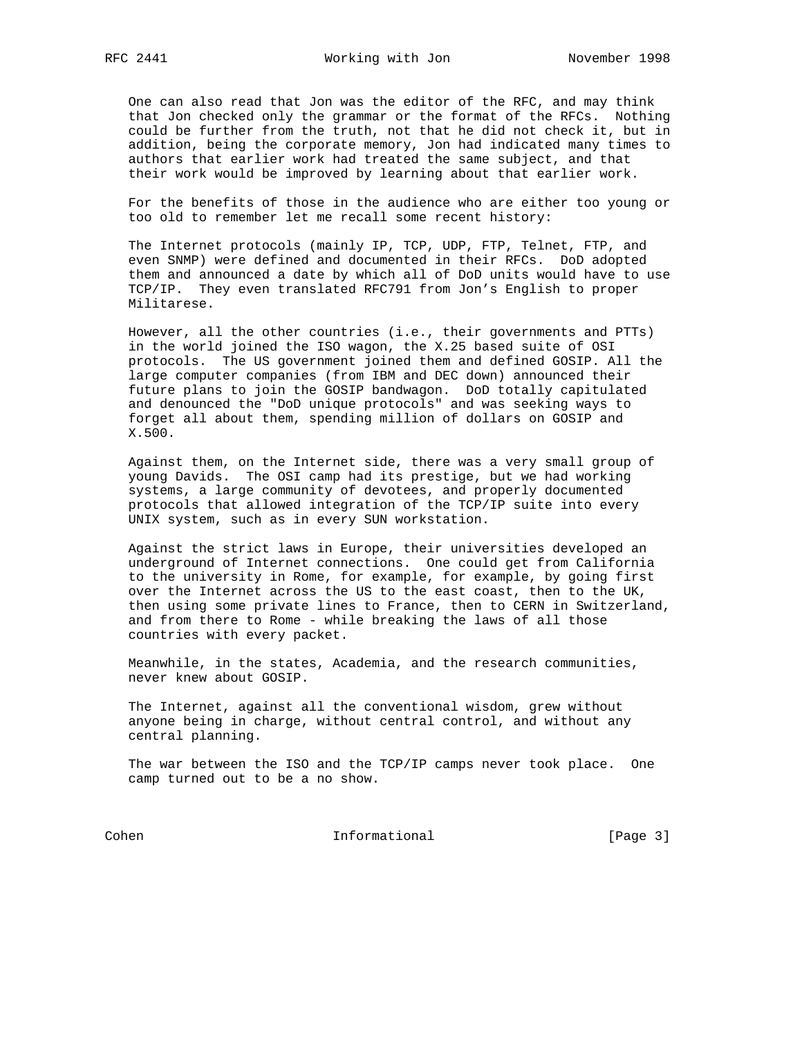One can also read that Jon was the editor of the RFC, and may think that Jon checked only the grammar or the format of the RFCs. Nothing could be further from the truth, not that he did not check it, but in addition, being the corporate memory, Jon had indicated many times to authors that earlier work had treated the same subject, and that their work would be improved by learning about that earlier work.

For the benefits of those in the audience who are either too young or too old to remember let me recall some recent history:

The Internet protocols (mainly IP, TCP, UDP, FTP, Telnet, FTP, and even SNMP) were defined and documented in their RFCs. DoD adopted them and announced a date by which all of DoD units would have to use TCP/IP. They even translated RFC791 from Jon's English to proper Militarese.

However, all the other countries (i.e., their governments and PTTs) in the world joined the ISO wagon, the X.25 based suite of OSI protocols. The US government joined them and defined GOSIP. All the large computer companies (from IBM and DEC down) announced their future plans to join the GOSIP bandwagon. DoD totally capitulated and denounced the "DoD unique protocols" and was seeking ways to forget all about them, spending million of dollars on GOSIP and X.500.

Against them, on the Internet side, there was a very small group of young Davids. The OSI camp had its prestige, but we had working systems, a large community of devotees, and properly documented protocols that allowed integration of the TCP/IP suite into every UNIX system, such as in every SUN workstation.

Against the strict laws in Europe, their universities developed an underground of Internet connections. One could get from California to the university in Rome, for example, for example, by going first over the Internet across the US to the east coast, then to the UK, then using some private lines to France, then to CERN in Switzerland, and from there to Rome - while breaking the laws of all those countries with every packet.

Meanwhile, in the states, Academia, and the research communities, never knew about GOSIP.

The Internet, against all the conventional wisdom, grew without anyone being in charge, without central control, and without any central planning.

The war between the ISO and the TCP/IP camps never took place. One camp turned out to be a no show.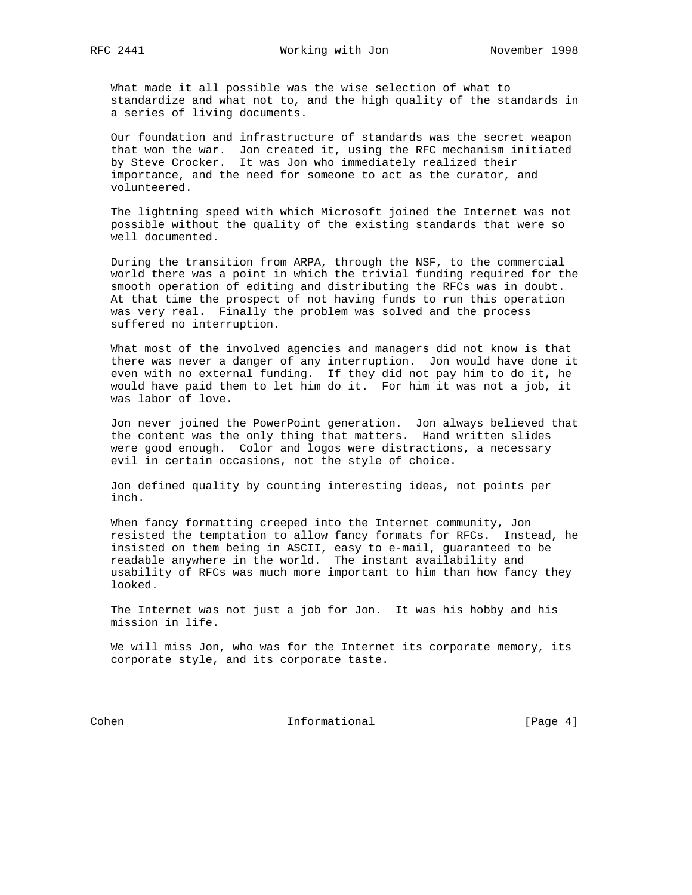What made it all possible was the wise selection of what to standardize and what not to, and the high quality of the standards in a series of living documents.

Our foundation and infrastructure of standards was the secret weapon that won the war. Jon created it, using the RFC mechanism initiated by Steve Crocker. It was Jon who immediately realized their importance, and the need for someone to act as the curator, and volunteered.

The lightning speed with which Microsoft joined the Internet was not possible without the quality of the existing standards that were so well documented.

During the transition from ARPA, through the NSF, to the commercial world there was a point in which the trivial funding required for the smooth operation of editing and distributing the RFCs was in doubt. At that time the prospect of not having funds to run this operation was very real. Finally the problem was solved and the process suffered no interruption.

What most of the involved agencies and managers did not know is that there was never a danger of any interruption. Jon would have done it even with no external funding. If they did not pay him to do it, he would have paid them to let him do it. For him it was not a job, it was labor of love.

Jon never joined the PowerPoint generation. Jon always believed that the content was the only thing that matters. Hand written slides were good enough. Color and logos were distractions, a necessary evil in certain occasions, not the style of choice.

Jon defined quality by counting interesting ideas, not points per inch.

When fancy formatting creeped into the Internet community, Jon resisted the temptation to allow fancy formats for RFCs. Instead, he insisted on them being in ASCII, easy to e-mail, guaranteed to be readable anywhere in the world. The instant availability and usability of RFCs was much more important to him than how fancy they looked.

The Internet was not just a job for Jon. It was his hobby and his mission in life.

We will miss Jon, who was for the Internet its corporate memory, its corporate style, and its corporate taste.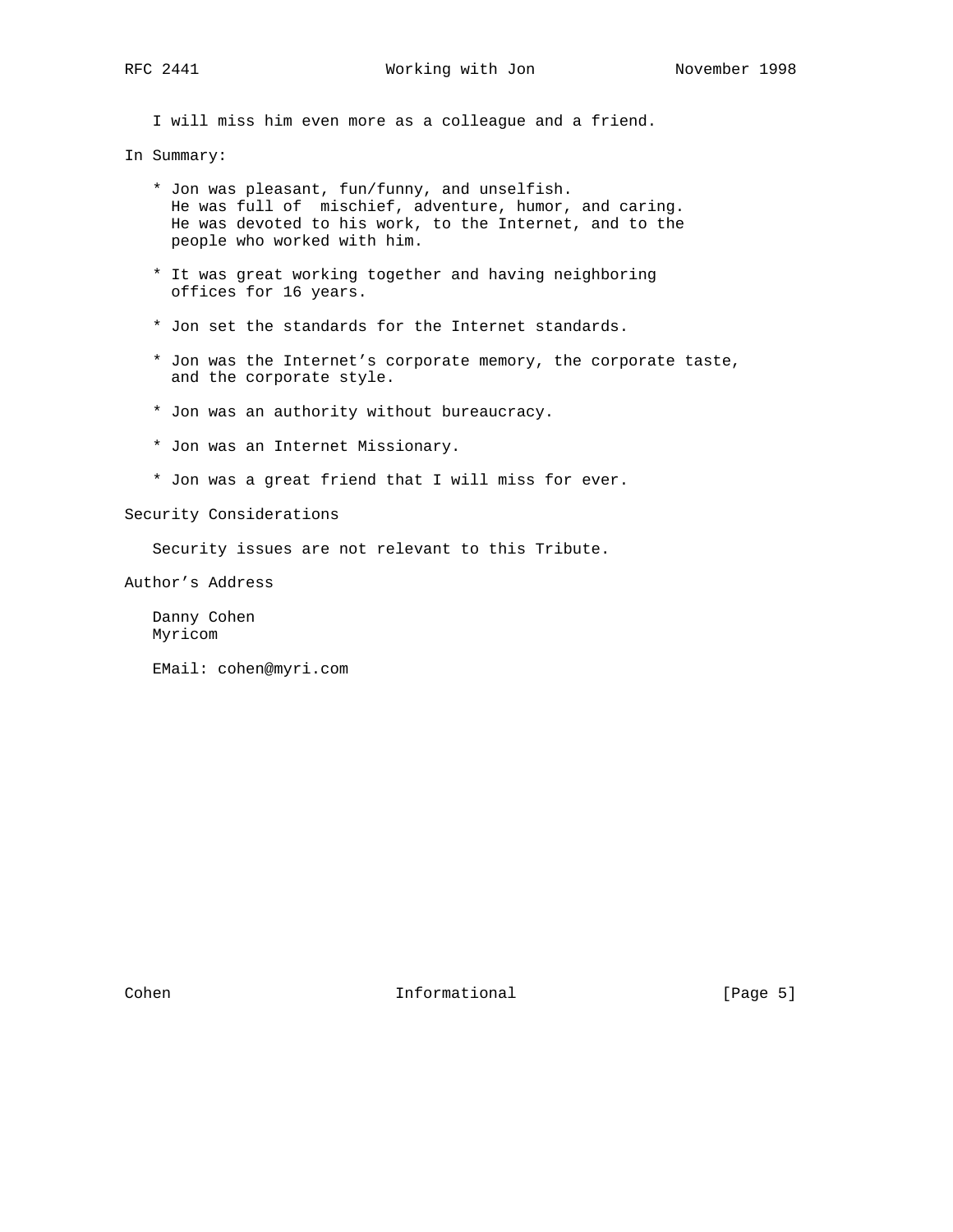I will miss him even more as a colleague and a friend.

## In Summary:

* Jon was pleasant, fun/funny, and unselfish.
  He was full of mischief, adventure, humor, and caring.
  He was devoted to his work, to the Internet, and to the
  people who worked with him.

* It was great working together and having neighboring
  offices for 16 years.

* Jon set the standards for the Internet standards.

* Jon was the Internet's corporate memory, the corporate taste,
  and the corporate style.

* Jon was an authority without bureaucracy.

* Jon was an Internet Missionary.

* Jon was a great friend that I will miss for ever.

## Security Considerations

Security issues are not relevant to this Tribute.

## Author's Address

Danny Cohen
Myricom

EMail: cohen@myri.com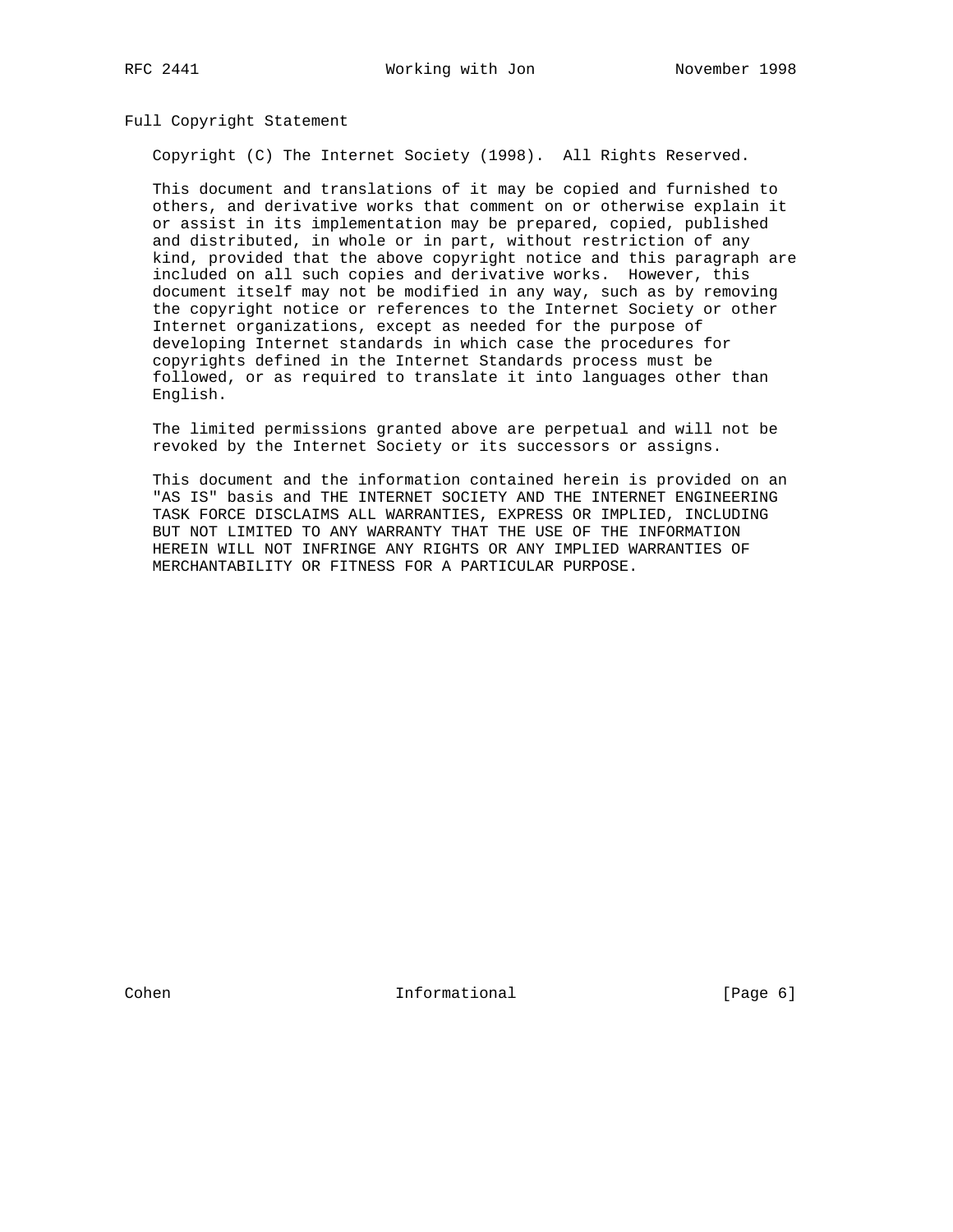## Full Copyright Statement

Copyright (C) The Internet Society (1998). All Rights Reserved.

This document and translations of it may be copied and furnished to others, and derivative works that comment on or otherwise explain it or assist in its implementation may be prepared, copied, published and distributed, in whole or in part, without restriction of any kind, provided that the above copyright notice and this paragraph are included on all such copies and derivative works. However, this document itself may not be modified in any way, such as by removing the copyright notice or references to the Internet Society or other Internet organizations, except as needed for the purpose of developing Internet standards in which case the procedures for copyrights defined in the Internet Standards process must be followed, or as required to translate it into languages other than English.

The limited permissions granted above are perpetual and will not be revoked by the Internet Society or its successors or assigns.

This document and the information contained herein is provided on an "AS IS" basis and THE INTERNET SOCIETY AND THE INTERNET ENGINEERING TASK FORCE DISCLAIMS ALL WARRANTIES, EXPRESS OR IMPLIED, INCLUDING BUT NOT LIMITED TO ANY WARRANTY THAT THE USE OF THE INFORMATION HEREIN WILL NOT INFRINGE ANY RIGHTS OR ANY IMPLIED WARRANTIES OF MERCHANTABILITY OR FITNESS FOR A PARTICULAR PURPOSE.